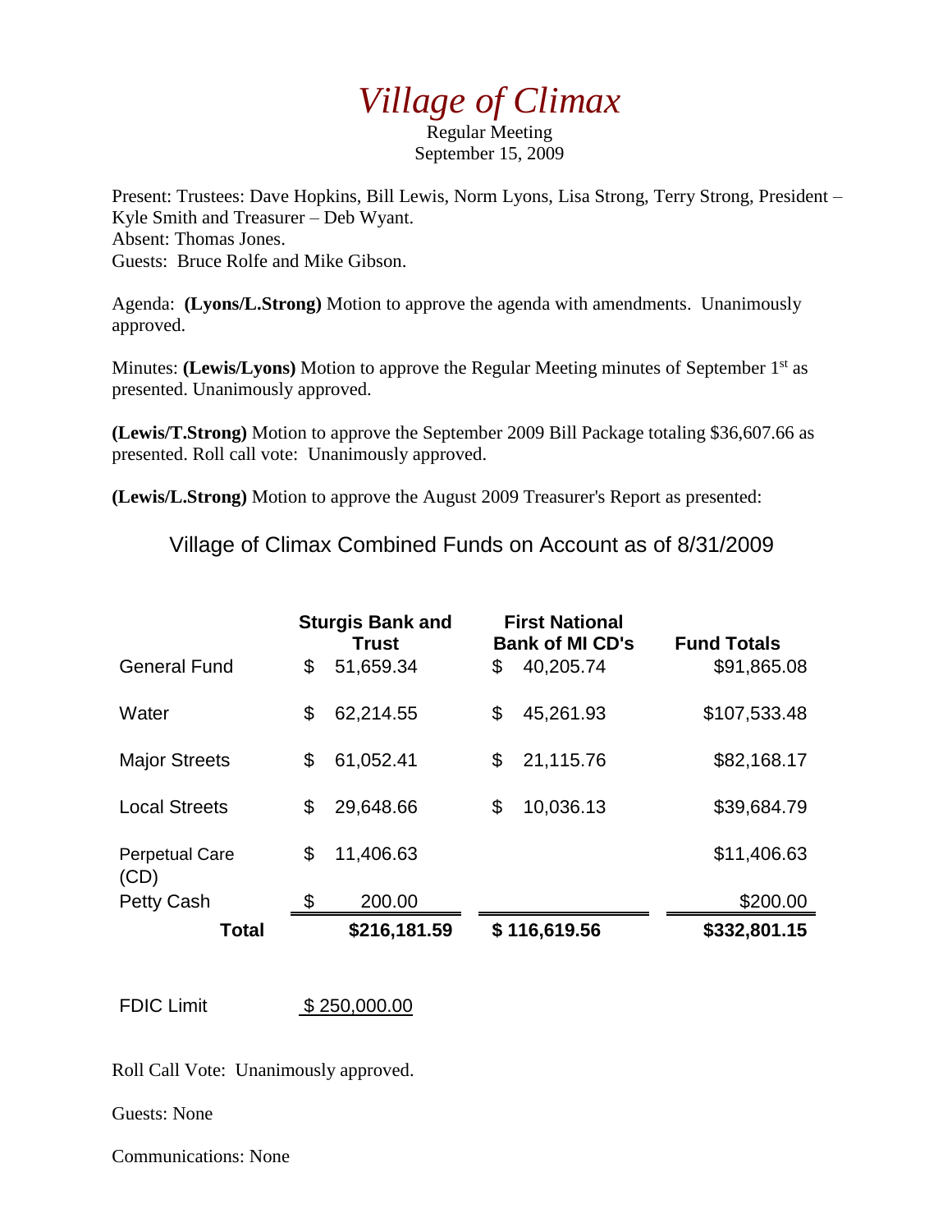# *Village of Climax*

Regular Meeting
September 15, 2009

Present: Trustees: Dave Hopkins, Bill Lewis, Norm Lyons, Lisa Strong, Terry Strong, President – Kyle Smith and Treasurer – Deb Wyant.
Absent: Thomas Jones.
Guests: Bruce Rolfe and Mike Gibson.

Agenda: **(Lyons/L.Strong)** Motion to approve the agenda with amendments. Unanimously approved.

Minutes: **(Lewis/Lyons)** Motion to approve the Regular Meeting minutes of September 1st as presented. Unanimously approved.

**(Lewis/T.Strong)** Motion to approve the September 2009 Bill Package totaling $36,607.66 as presented. Roll call vote: Unanimously approved.

**(Lewis/L.Strong)** Motion to approve the August 2009 Treasurer's Report as presented:

Village of Climax Combined Funds on Account as of 8/31/2009

| | Sturgis Bank and Trust | First National Bank of MI CD's | Fund Totals |
|---|---|---|---|
| General Fund | $ 51,659.34 | $ 40,205.74 | $91,865.08 |
| Water | $ 62,214.55 | $ 45,261.93 | $107,533.48 |
| Major Streets | $ 61,052.41 | $ 21,115.76 | $82,168.17 |
| Local Streets | $ 29,648.66 | $ 10,036.13 | $39,684.79 |
| Perpetual Care (CD) | $ 11,406.63 | | $11,406.63 |
| Petty Cash | $ 200.00 | | $200.00 |
| **Total** | **$216,181.59** | **$ 116,619.56** | **$332,801.15** |

FDIC Limit $ 250,000.00

Roll Call Vote: Unanimously approved.

Guests: None

Communications: None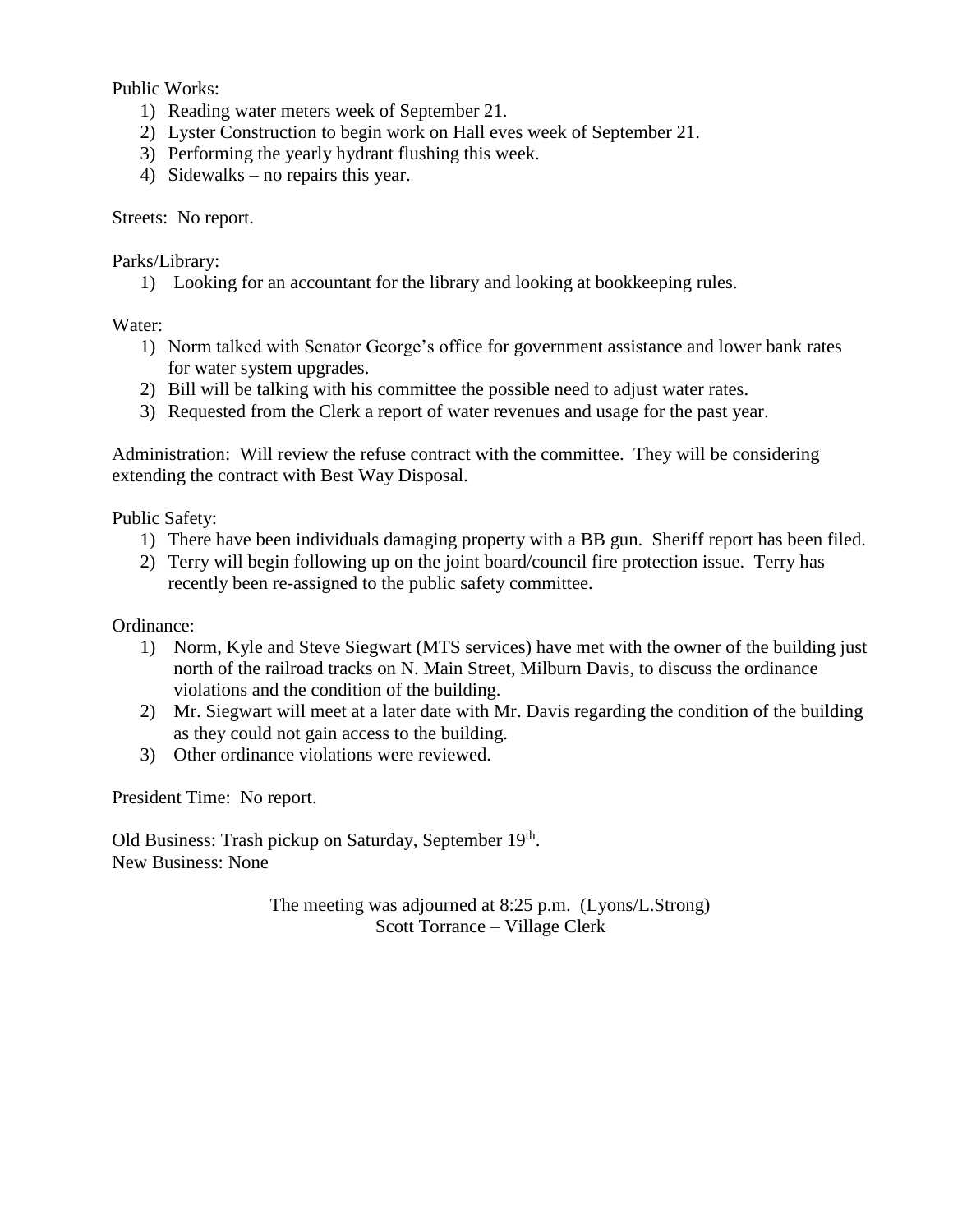Public Works:

1) Reading water meters week of September 21.
2) Lyster Construction to begin work on Hall eves week of September 21.
3) Performing the yearly hydrant flushing this week.
4) Sidewalks – no repairs this year.

Streets: No report.

Parks/Library:

1) Looking for an accountant for the library and looking at bookkeeping rules.

Water:

1) Norm talked with Senator George's office for government assistance and lower bank rates for water system upgrades.
2) Bill will be talking with his committee the possible need to adjust water rates.
3) Requested from the Clerk a report of water revenues and usage for the past year.

Administration: Will review the refuse contract with the committee. They will be considering extending the contract with Best Way Disposal.

Public Safety:

1) There have been individuals damaging property with a BB gun. Sheriff report has been filed.
2) Terry will begin following up on the joint board/council fire protection issue. Terry has recently been re-assigned to the public safety committee.

Ordinance:

1) Norm, Kyle and Steve Siegwart (MTS services) have met with the owner of the building just north of the railroad tracks on N. Main Street, Milburn Davis, to discuss the ordinance violations and the condition of the building.
2) Mr. Siegwart will meet at a later date with Mr. Davis regarding the condition of the building as they could not gain access to the building.
3) Other ordinance violations were reviewed.

President Time: No report.

Old Business: Trash pickup on Saturday, September 19th.
New Business: None

The meeting was adjourned at 8:25 p.m. (Lyons/L.Strong)
Scott Torrance – Village Clerk